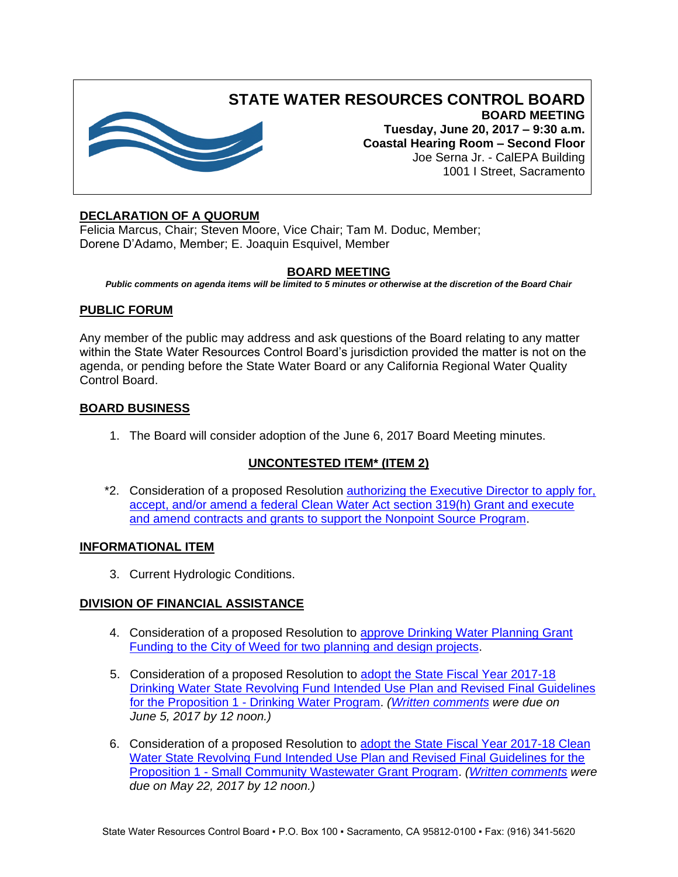# STATE WATER RESOURCES CONTROL BOARD

**BOARD MEETING**
**Tuesday, June 20, 2017 – 9:30 a.m.**
**Coastal Hearing Room – Second Floor**
Joe Serna Jr. - CalEPA Building
1001 I Street, Sacramento

## DECLARATION OF A QUORUM

Felicia Marcus, Chair; Steven Moore, Vice Chair; Tam M. Doduc, Member; Dorene D'Adamo, Member; E. Joaquin Esquivel, Member

## BOARD MEETING

***Public comments on agenda items will be limited to 5 minutes or otherwise at the discretion of the Board Chair***

## PUBLIC FORUM

Any member of the public may address and ask questions of the Board relating to any matter within the State Water Resources Control Board's jurisdiction provided the matter is not on the agenda, or pending before the State Water Board or any California Regional Water Quality Control Board.

## BOARD BUSINESS

1. The Board will consider adoption of the June 6, 2017 Board Meeting minutes.

## UNCONTESTED ITEM* (ITEM 2)

*2. Consideration of a proposed Resolution authorizing the Executive Director to apply for, accept, and/or amend a federal Clean Water Act section 319(h) Grant and execute and amend contracts and grants to support the Nonpoint Source Program.

## INFORMATIONAL ITEM

3. Current Hydrologic Conditions.

## DIVISION OF FINANCIAL ASSISTANCE

4. Consideration of a proposed Resolution to approve Drinking Water Planning Grant Funding to the City of Weed for two planning and design projects.

5. Consideration of a proposed Resolution to adopt the State Fiscal Year 2017-18 Drinking Water State Revolving Fund Intended Use Plan and Revised Final Guidelines for the Proposition 1 - Drinking Water Program. *(Written comments were due on June 5, 2017 by 12 noon.)*

6. Consideration of a proposed Resolution to adopt the State Fiscal Year 2017-18 Clean Water State Revolving Fund Intended Use Plan and Revised Final Guidelines for the Proposition 1 - Small Community Wastewater Grant Program. *(Written comments were due on May 22, 2017 by 12 noon.)*

State Water Resources Control Board ▪ P.O. Box 100 ▪ Sacramento, CA 95812-0100 ▪ Fax: (916) 341-5620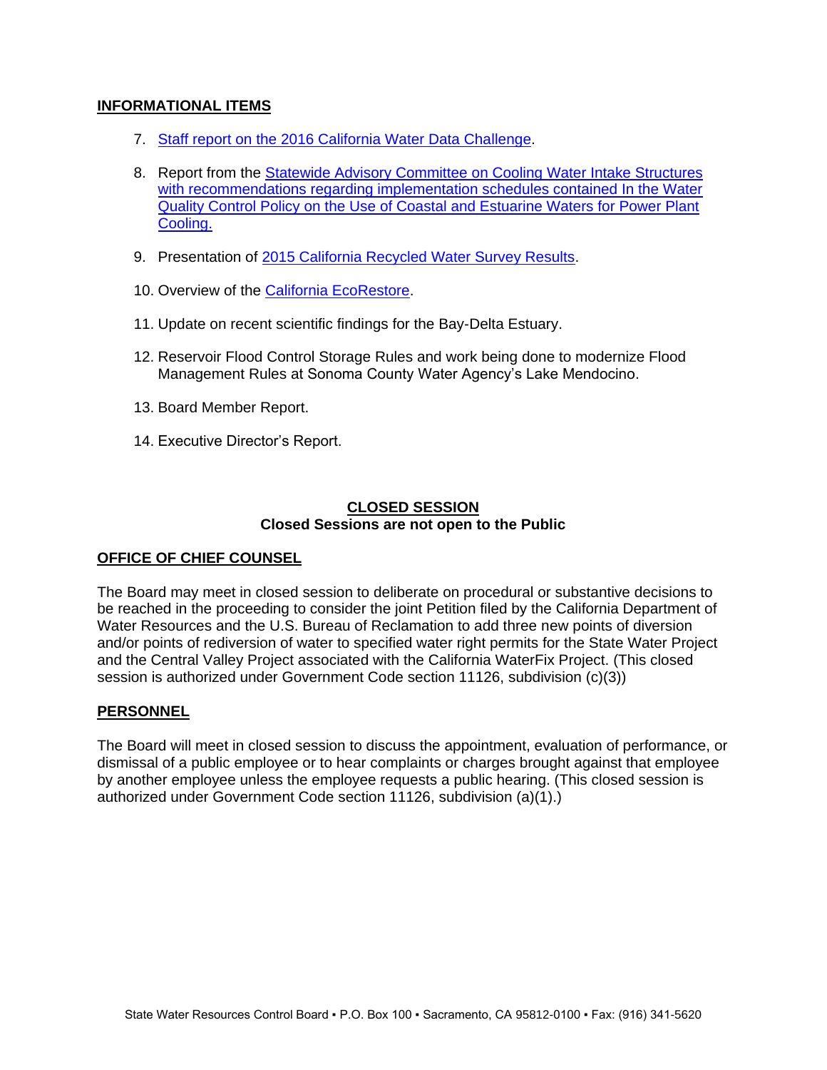**INFORMATIONAL ITEMS**

7. Staff report on the 2016 California Water Data Challenge.

8. Report from the Statewide Advisory Committee on Cooling Water Intake Structures with recommendations regarding implementation schedules contained In the Water Quality Control Policy on the Use of Coastal and Estuarine Waters for Power Plant Cooling.

9. Presentation of 2015 California Recycled Water Survey Results.

10. Overview of the California EcoRestore.

11. Update on recent scientific findings for the Bay-Delta Estuary.

12. Reservoir Flood Control Storage Rules and work being done to modernize Flood Management Rules at Sonoma County Water Agency's Lake Mendocino.

13. Board Member Report.

14. Executive Director's Report.

**CLOSED SESSION**
**Closed Sessions are not open to the Public**

**OFFICE OF CHIEF COUNSEL**

The Board may meet in closed session to deliberate on procedural or substantive decisions to be reached in the proceeding to consider the joint Petition filed by the California Department of Water Resources and the U.S. Bureau of Reclamation to add three new points of diversion and/or points of rediversion of water to specified water right permits for the State Water Project and the Central Valley Project associated with the California WaterFix Project. (This closed session is authorized under Government Code section 11126, subdivision (c)(3))

**PERSONNEL**

The Board will meet in closed session to discuss the appointment, evaluation of performance, or dismissal of a public employee or to hear complaints or charges brought against that employee by another employee unless the employee requests a public hearing. (This closed session is authorized under Government Code section 11126, subdivision (a)(1).)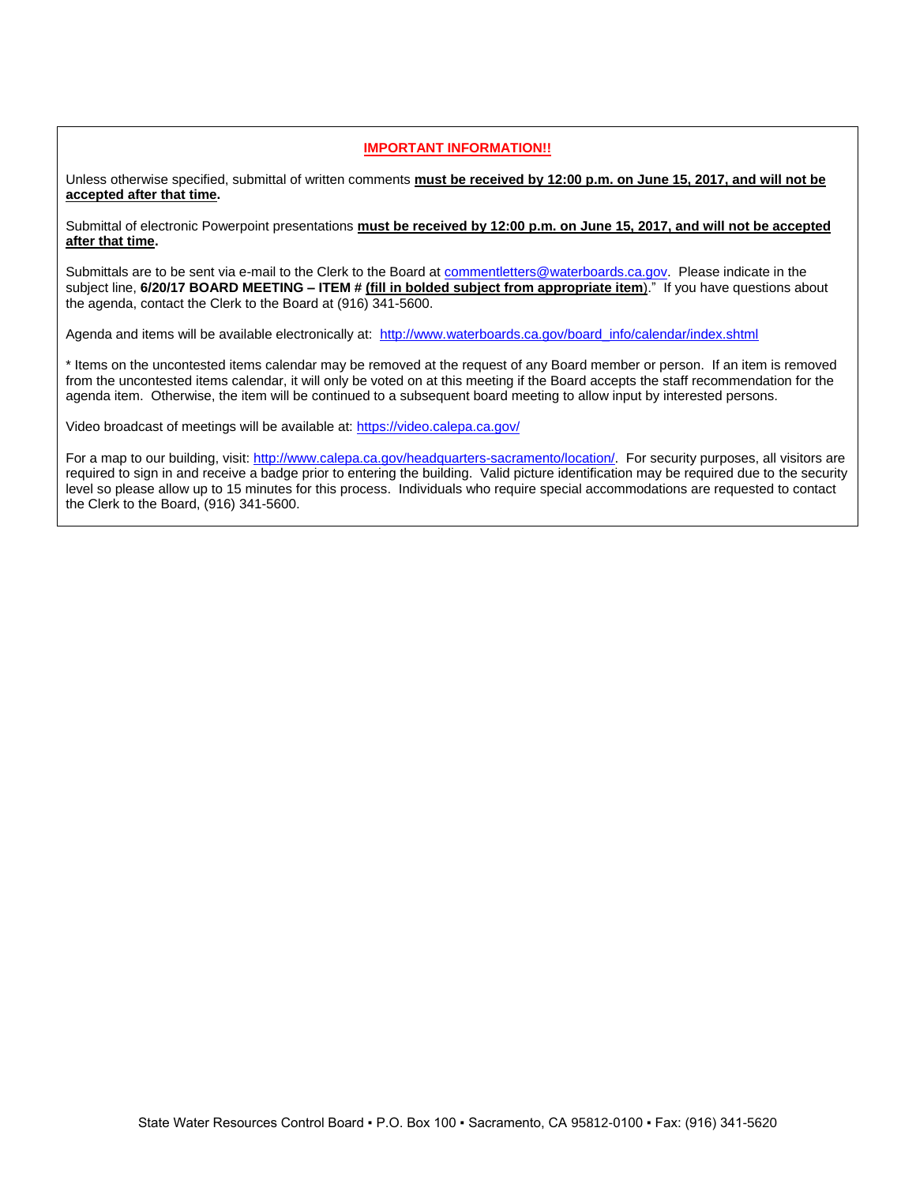**IMPORTANT INFORMATION!!**

Unless otherwise specified, submittal of written comments **must be received by 12:00 p.m. on June 15, 2017, and will not be accepted after that time**.

Submittal of electronic Powerpoint presentations **must be received by 12:00 p.m. on June 15, 2017, and will not be accepted after that time**.

Submittals are to be sent via e-mail to the Clerk to the Board at commentletters@waterboards.ca.gov. Please indicate in the subject line, **6/20/17 BOARD MEETING – ITEM # (fill in bolded subject from appropriate item)**." If you have questions about the agenda, contact the Clerk to the Board at (916) 341-5600.

Agenda and items will be available electronically at: http://www.waterboards.ca.gov/board_info/calendar/index.shtml

* Items on the uncontested items calendar may be removed at the request of any Board member or person. If an item is removed from the uncontested items calendar, it will only be voted on at this meeting if the Board accepts the staff recommendation for the agenda item. Otherwise, the item will be continued to a subsequent board meeting to allow input by interested persons.

Video broadcast of meetings will be available at: https://video.calepa.ca.gov/

For a map to our building, visit: http://www.calepa.ca.gov/headquarters-sacramento/location/. For security purposes, all visitors are required to sign in and receive a badge prior to entering the building. Valid picture identification may be required due to the security level so please allow up to 15 minutes for this process. Individuals who require special accommodations are requested to contact the Clerk to the Board, (916) 341-5600.